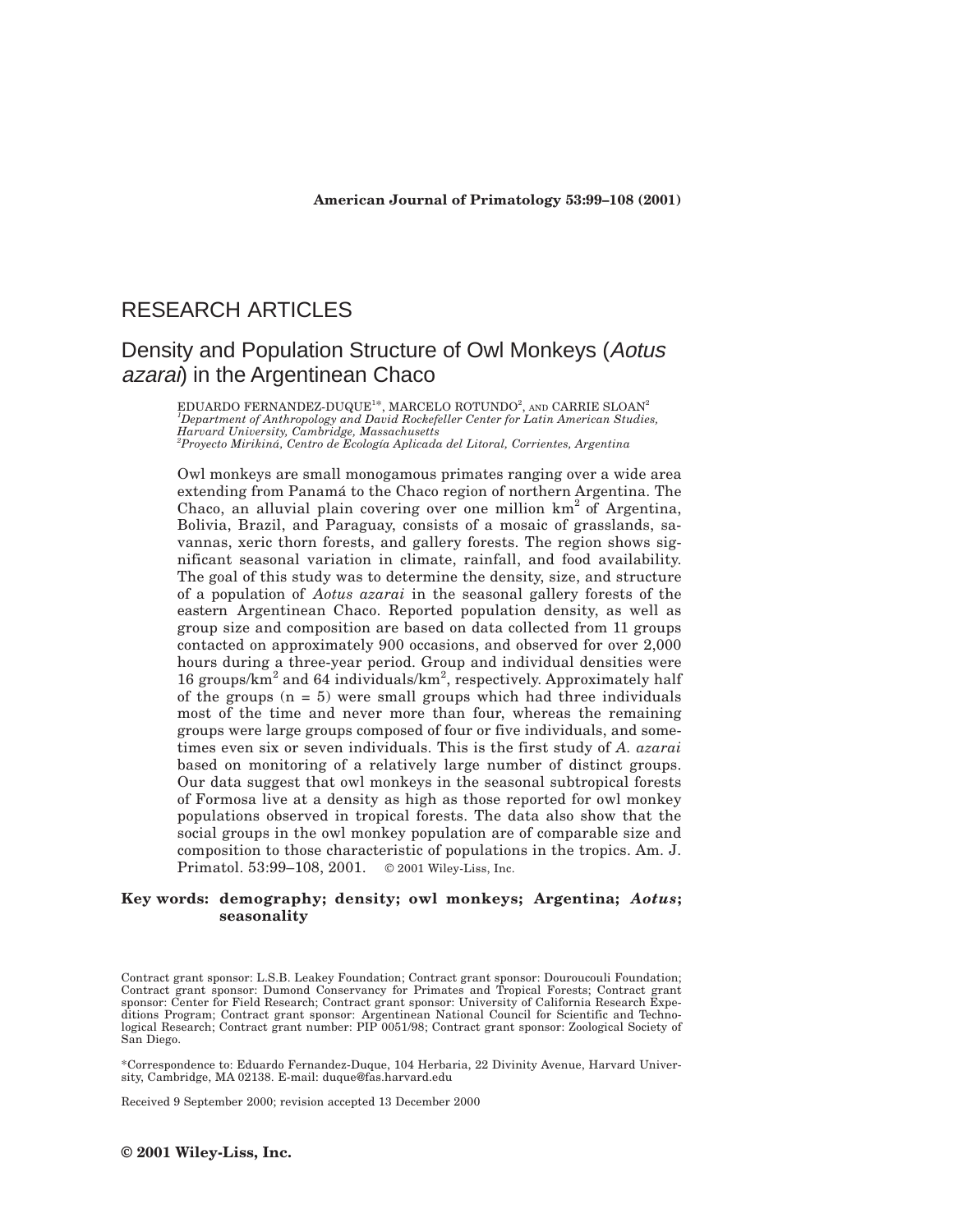RESEARCH ARTICLES

# Density and Population Structure of Owl Monkeys (*Aotus azarai*) in the Argentinean Chaco

EDUARDO FERNANDEZ-DUQUE[1]*, MARCELO ROTUNDO[2], AND CARRIE SLOAN[2]

[1]*Department of Anthropology and David Rockefeller Center for Latin American Studies, Harvard University, Cambridge, Massachusetts*

[2]*Proyecto Mirikiná, Centro de Ecología Aplicada del Litoral, Corrientes, Argentina*

Owl monkeys are small monogamous primates ranging over a wide area extending from Panamá to the Chaco region of northern Argentina. The Chaco, an alluvial plain covering over one million $km^2$ of Argentina, Bolivia, Brazil, and Paraguay, consists of a mosaic of grasslands, savannas, xeric thorn forests, and gallery forests. The region shows significant seasonal variation in climate, rainfall, and food availability. The goal of this study was to determine the density, size, and structure of a population of *Aotus azarai* in the seasonal gallery forests of the eastern Argentinean Chaco. Reported population density, as well as group size and composition are based on data collected from 11 groups contacted on approximately 900 occasions, and observed for over 2,000 hours during a three-year period. Group and individual densities were 16 groups/$km^2$ and 64 individuals/$km^2$, respectively. Approximately half of the groups (n = 5) were small groups which had three individuals most of the time and never more than four, whereas the remaining groups were large groups composed of four or five individuals, and sometimes even six or seven individuals. This is the first study of *A. azarai* based on monitoring of a relatively large number of distinct groups. Our data suggest that owl monkeys in the seasonal subtropical forests of Formosa live at a density as high as those reported for owl monkey populations observed in tropical forests. The data also show that the social groups in the owl monkey population are of comparable size and composition to those characteristic of populations in the tropics. Am. J. Primatol. 53:99–108, 2001. © 2001 Wiley-Liss, Inc.

**Key words: demography; density; owl monkeys; Argentina; *Aotus*; seasonality**

Contract grant sponsor: L.S.B. Leakey Foundation; Contract grant sponsor: Douroucouli Foundation; Contract grant sponsor: Dumond Conservancy for Primates and Tropical Forests; Contract grant sponsor: Center for Field Research; Contract grant sponsor: University of California Research Expeditions Program; Contract grant sponsor: Argentinean National Council for Scientific and Technological Research; Contract grant number: PIP 0051/98; Contract grant sponsor: Zoological Society of San Diego.

*Correspondence to: Eduardo Fernandez-Duque, 104 Herbaria, 22 Divinity Avenue, Harvard University, Cambridge, MA 02138. E-mail: duque@fas.harvard.edu

Received 9 September 2000; revision accepted 13 December 2000

**© 2001 Wiley-Liss, Inc.**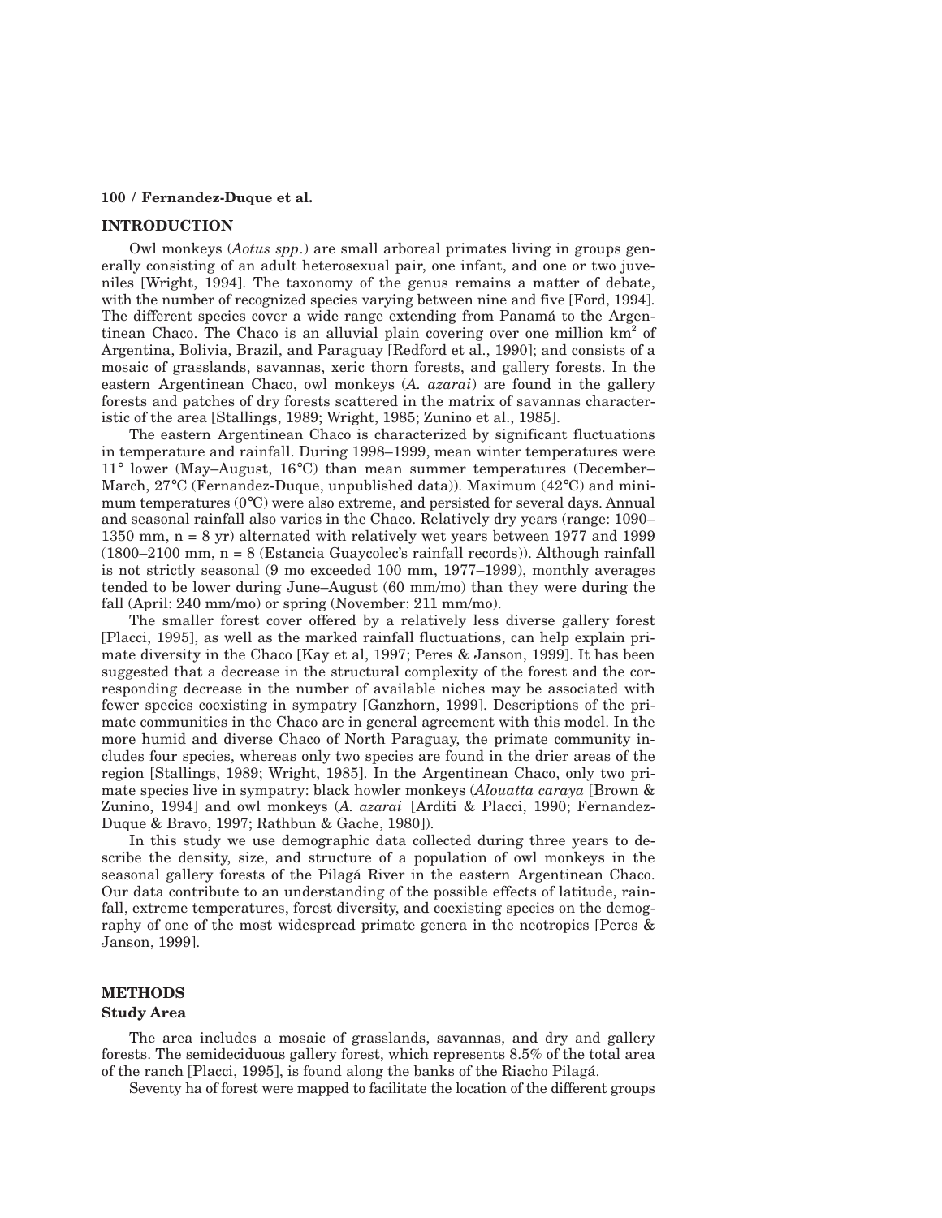## INTRODUCTION

Owl monkeys (*Aotus spp*.) are small arboreal primates living in groups generally consisting of an adult heterosexual pair, one infant, and one or two juveniles [Wright, 1994]. The taxonomy of the genus remains a matter of debate, with the number of recognized species varying between nine and five [Ford, 1994]. The different species cover a wide range extending from Panamá to the Argentinean Chaco. The Chaco is an alluvial plain covering over one million km$^2$ of Argentina, Bolivia, Brazil, and Paraguay [Redford et al., 1990]; and consists of a mosaic of grasslands, savannas, xeric thorn forests, and gallery forests. In the eastern Argentinean Chaco, owl monkeys (*A. azarai*) are found in the gallery forests and patches of dry forests scattered in the matrix of savannas characteristic of the area [Stallings, 1989; Wright, 1985; Zunino et al., 1985].

The eastern Argentinean Chaco is characterized by significant fluctuations in temperature and rainfall. During 1998–1999, mean winter temperatures were 11° lower (May–August, 16°C) than mean summer temperatures (December–March, 27°C (Fernandez-Duque, unpublished data)). Maximum (42°C) and minimum temperatures (0°C) were also extreme, and persisted for several days. Annual and seasonal rainfall also varies in the Chaco. Relatively dry years (range: 1090–1350 mm, n = 8 yr) alternated with relatively wet years between 1977 and 1999 (1800–2100 mm, n = 8 (Estancia Guaycolec's rainfall records)). Although rainfall is not strictly seasonal (9 mo exceeded 100 mm, 1977–1999), monthly averages tended to be lower during June–August (60 mm/mo) than they were during the fall (April: 240 mm/mo) or spring (November: 211 mm/mo).

The smaller forest cover offered by a relatively less diverse gallery forest [Placci, 1995], as well as the marked rainfall fluctuations, can help explain primate diversity in the Chaco [Kay et al, 1997; Peres & Janson, 1999]. It has been suggested that a decrease in the structural complexity of the forest and the corresponding decrease in the number of available niches may be associated with fewer species coexisting in sympatry [Ganzhorn, 1999]. Descriptions of the primate communities in the Chaco are in general agreement with this model. In the more humid and diverse Chaco of North Paraguay, the primate community includes four species, whereas only two species are found in the drier areas of the region [Stallings, 1989; Wright, 1985]. In the Argentinean Chaco, only two primate species live in sympatry: black howler monkeys (*Alouatta caraya* [Brown & Zunino, 1994] and owl monkeys (*A. azarai* [Arditi & Placci, 1990; Fernandez-Duque & Bravo, 1997; Rathbun & Gache, 1980]).

In this study we use demographic data collected during three years to describe the density, size, and structure of a population of owl monkeys in the seasonal gallery forests of the Pilagá River in the eastern Argentinean Chaco. Our data contribute to an understanding of the possible effects of latitude, rainfall, extreme temperatures, forest diversity, and coexisting species on the demography of one of the most widespread primate genera in the neotropics [Peres & Janson, 1999].

## METHODS

### Study Area

The area includes a mosaic of grasslands, savannas, and dry and gallery forests. The semideciduous gallery forest, which represents 8.5% of the total area of the ranch [Placci, 1995], is found along the banks of the Riacho Pilagá.

Seventy ha of forest were mapped to facilitate the location of the different groups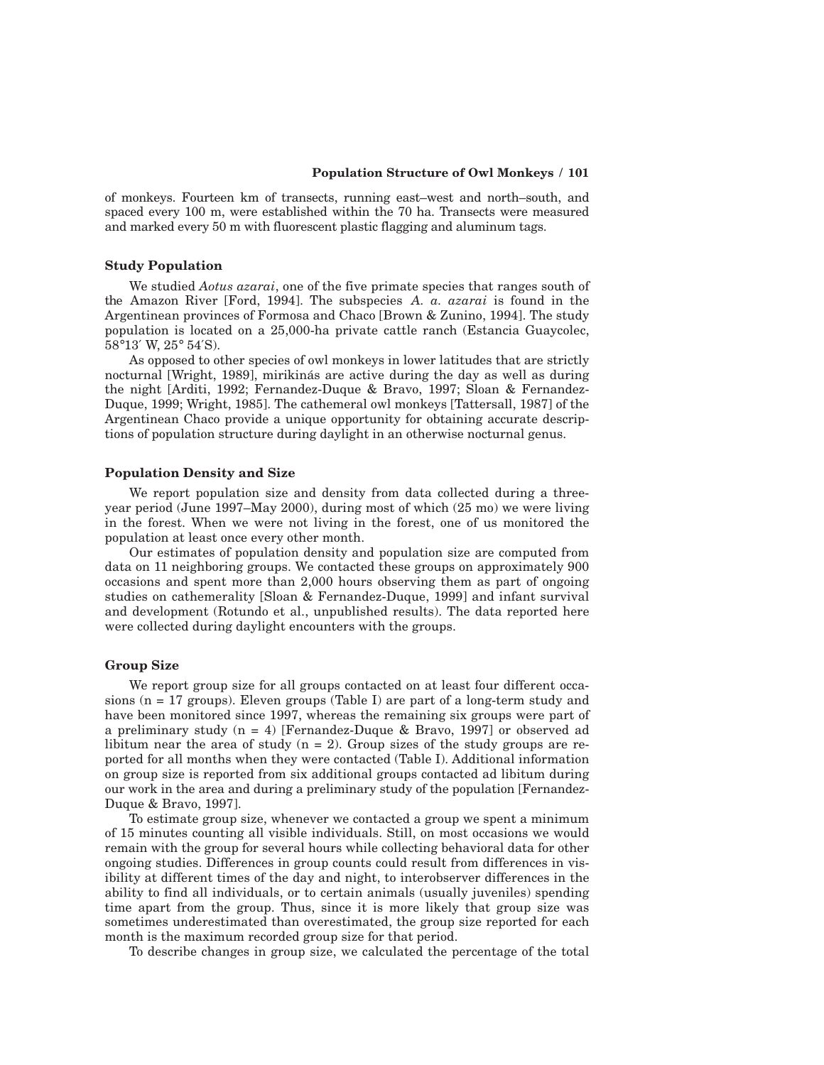of monkeys. Fourteen km of transects, running east–west and north–south, and spaced every 100 m, were established within the 70 ha. Transects were measured and marked every 50 m with fluorescent plastic flagging and aluminum tags.

### Study Population

We studied *Aotus azarai*, one of the five primate species that ranges south of the Amazon River [Ford, 1994]. The subspecies *A. a. azarai* is found in the Argentinean provinces of Formosa and Chaco [Brown & Zunino, 1994]. The study population is located on a 25,000-ha private cattle ranch (Estancia Guaycolec, 58°13′ W, 25° 54′S).

As opposed to other species of owl monkeys in lower latitudes that are strictly nocturnal [Wright, 1989], mirikinás are active during the day as well as during the night [Arditi, 1992; Fernandez-Duque & Bravo, 1997; Sloan & Fernandez-Duque, 1999; Wright, 1985]. The cathemeral owl monkeys [Tattersall, 1987] of the Argentinean Chaco provide a unique opportunity for obtaining accurate descriptions of population structure during daylight in an otherwise nocturnal genus.

### Population Density and Size

We report population size and density from data collected during a three-year period (June 1997–May 2000), during most of which (25 mo) we were living in the forest. When we were not living in the forest, one of us monitored the population at least once every other month.

Our estimates of population density and population size are computed from data on 11 neighboring groups. We contacted these groups on approximately 900 occasions and spent more than 2,000 hours observing them as part of ongoing studies on cathemerality [Sloan & Fernandez-Duque, 1999] and infant survival and development (Rotundo et al., unpublished results). The data reported here were collected during daylight encounters with the groups.

### Group Size

We report group size for all groups contacted on at least four different occasions (n = 17 groups). Eleven groups (Table I) are part of a long-term study and have been monitored since 1997, whereas the remaining six groups were part of a preliminary study (n = 4) [Fernandez-Duque & Bravo, 1997] or observed ad libitum near the area of study (n = 2). Group sizes of the study groups are reported for all months when they were contacted (Table I). Additional information on group size is reported from six additional groups contacted ad libitum during our work in the area and during a preliminary study of the population [Fernandez-Duque & Bravo, 1997].

To estimate group size, whenever we contacted a group we spent a minimum of 15 minutes counting all visible individuals. Still, on most occasions we would remain with the group for several hours while collecting behavioral data for other ongoing studies. Differences in group counts could result from differences in visibility at different times of the day and night, to interobserver differences in the ability to find all individuals, or to certain animals (usually juveniles) spending time apart from the group. Thus, since it is more likely that group size was sometimes underestimated than overestimated, the group size reported for each month is the maximum recorded group size for that period.

To describe changes in group size, we calculated the percentage of the total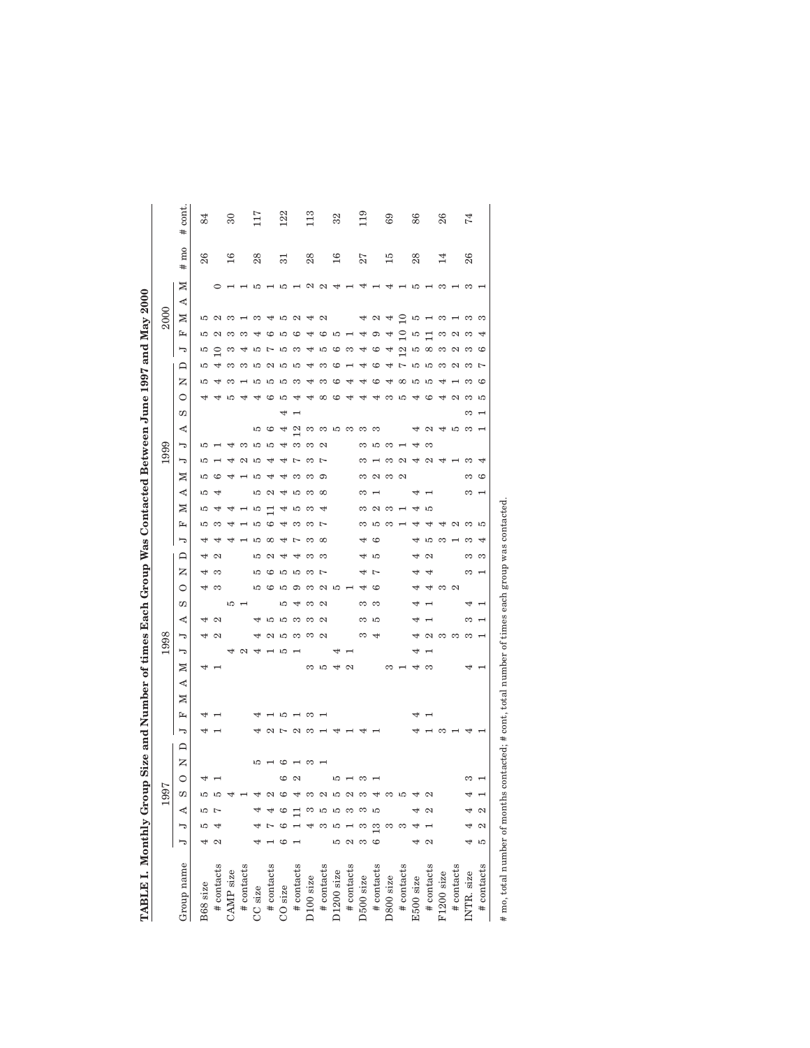**TABLE I. Monthly Group Size and Number of times Each Group Was Contacted Between June 1997 and May 2000**

| Group name | 1997 J | J | A | S | O | N | D | 1998 J | F | M | A | M | J | J | A | S | O | N | D | 1999 J | F | M | A | M | J | J | A | S | O | N | D | 2000 J | F | M | A | M | # mo | # cont. |
|---|---|---|---|---|---|---|---|---|---|---|---|---|---|---|---|---|---|---|---|---|---|---|---|---|---|---|---|---|---|---|---|---|---|---|---|---|---|---|
| B68 size | 4 | 5 | 5 | 5 | 4 | | | 4 | 4 | | | 4 | | 4 | 4 | | 4 | 4 | 4 | 4 | 5 | 5 | 5 | 5 | 5 | 5 | | | 4 | 5 | 5 | 5 | 5 | | 5 | | 26 | 84 |
| # contacts | 2 | 4 | 7 | 5 | 1 | | | 1 | 1 | | | 1 | | 2 | 2 | | 3 | 3 | 2 | 4 | 3 | 4 | 4 | 6 | 1 | 1 | | | 4 | 4 | 4 | 10 | 2 | | 2 | 0 | | |
| CAMP size | | | 4 | | | | | | | | | 4 | | | | 5 | | | | 4 | 4 | 4 | | | | 4 | | | 5 | 3 | 3 | 3 | 3 | 3 | | | 16 | 30 |
| # contacts | | | | 1 | | | | | | | | 2 | | | | 1 | | | | 1 | 1 | 1 | | 1 | 2 | 3 | | | 4 | 1 | 3 | 4 | 3 | 1 | | 1 | | |
| CC size | 4 | 4 | 4 | 4 | | 5 | | 4 | 4 | | | | 4 | 4 | 4 | | 5 | 5 | 5 | 5 | 5 | 5 | 5 | 5 | 5 | 5 | 5 | | 4 | 5 | 5 | 5 | 4 | 3 | | 5 | 28 | 117 |
| # contacts | 1 | 7 | 4 | 2 | | 1 | | 2 | 1 | | | | 1 | 2 | 5 | | 6 | 6 | 2 | 8 | 6 | 11 | 2 | 4 | 4 | 5 | 6 | | 6 | 5 | 2 | 7 | 6 | 4 | | 1 | | |
| CO size | 6 | 6 | 6 | 6 | 6 | 6 | | 7 | 5 | | | | 5 | 5 | 5 | 5 | 5 | 5 | 4 | 4 | 4 | 4 | 4 | 4 | 4 | 4 | 4 | 4 | 5 | 5 | 5 | 5 | 5 | 5 | | 5 | 31 | 122 |
| # contacts | 1 | 1 | 11 | 4 | 2 | 1 | | 2 | 1 | | | | 1 | 3 | 3 | 4 | 9 | 5 | 4 | 7 | 3 | 5 | 5 | 3 | 7 | 3 | 12 | 1 | 4 | 3 | 5 | 3 | 6 | 2 | | 1 | | |
| D100 size | | 4 | 3 | 3 | | 3 | | 3 | 3 | | 3 | | | 3 | 3 | 3 | 3 | 3 | 3 | 3 | 3 | 3 | 3 | 3 | 3 | 3 | 3 | | 4 | 4 | 4 | 4 | 4 | 4 | | 2 | 28 | 113 |
| # contacts | | 3 | 5 | 2 | | 1 | | 1 | 1 | | 5 | | | 2 | 2 | 2 | 2 | 7 | 3 | 8 | 7 | 4 | 8 | 9 | 7 | 2 | 3 | | 8 | 3 | 3 | 5 | 6 | 2 | | 2 | | |
| D1200 size | 5 | 5 | 5 | 5 | 5 | | | 4 | | | 4 | 4 | | | | | 5 | | | | | | | | | | 5 | | 6 | 6 | 6 | 6 | 5 | | | 4 | 16 | 32 |
| # contacts | 2 | 1 | 3 | 2 | 1 | | | 1 | | | 2 | 1 | | | | | 1 | | | | | | | | | | 3 | | 4 | 4 | 1 | 3 | 1 | | | 1 | | |
| D500 size | 3 | 3 | 3 | 3 | 3 | | | 4 | | | | | | 3 | 3 | 3 | 4 | 4 | 4 | 4 | 3 | 3 | 3 | 3 | 3 | 3 | 3 | | 4 | 4 | 4 | 4 | 4 | | | 4 | 27 | 119 |
| # contacts | 6 | 13 | 5 | 4 | 1 | | | 1 | | | | | | 4 | 5 | 3 | 6 | 7 | 5 | 6 | 5 | 2 | 1 | 2 | 1 | 5 | 3 | | 4 | 6 | 6 | 6 | 9 | 2 | | 1 | | |
| D800 size | | 3 | | 3 | | | | | | | | 3 | | | | | | | | | 3 | 3 | | 3 | 3 | 3 | | | 3 | 4 | 4 | 4 | 4 | 4 | | 4 | 15 | 69 |
| # contacts | | 3 | | 5 | | | | | | | | 1 | | | | | | | | | 1 | 1 | | 2 | 2 | 1 | | | 5 | 8 | 7 | 12 | 10 | 10 | | 1 | | |
| E500 size | 4 | 4 | 4 | 4 | | | | 4 | 4 | | | 4 | 4 | 4 | 4 | 4 | 4 | 4 | 4 | 4 | 4 | 4 | 4 | | 4 | 4 | 4 | | 4 | 5 | 5 | 5 | 5 | | | 5 | 28 | 86 |
| # contacts | 2 | 1 | 2 | 2 | | | | 1 | 1 | | | 3 | 1 | 2 | 1 | 1 | 4 | 4 | 2 | 3 | 4 | 5 | 1 | | 2 | 3 | 2 | | 6 | 5 | 5 | 5 | 5 | | | 1 | | |
| F1200 size | | | | | | | | | | | | | | 3 | | 3 | | | | 3 | 4 | | | | | 4 | 4 | | 4 | 4 | 3 | 3 | 3 | 3 | | 3 | 14 | 26 |
| # contacts | | | | | | | | | | | | | | 3 | | 2 | | | | 1 | 2 | | | | | 1 | 5 | | 2 | 1 | 2 | 2 | 2 | 1 | | 1 | | |
| INTR. size | 4 | 4 | 4 | 4 | 3 | | | 4 | | | | 4 | | 3 | 3 | 4 | | 3 | 3 | 3 | 3 | | | 3 | 3 | | 3 | 3 | 3 | 3 | 3 | 3 | 3 | 3 | 3 | 3 | 26 | 74 |
| # contacts | 5 | 2 | 2 | 1 | 1 | | | 1 | | | | 1 | | 1 | 1 | 1 | | 1 | 3 | 4 | 5 | | | 6 | 4 | | 1 | 1 | 5 | 6 | 7 | 6 | 4 | 3 | | 1 | | |

# mo, total number of months contacted; # cont, total number of times each group was contacted.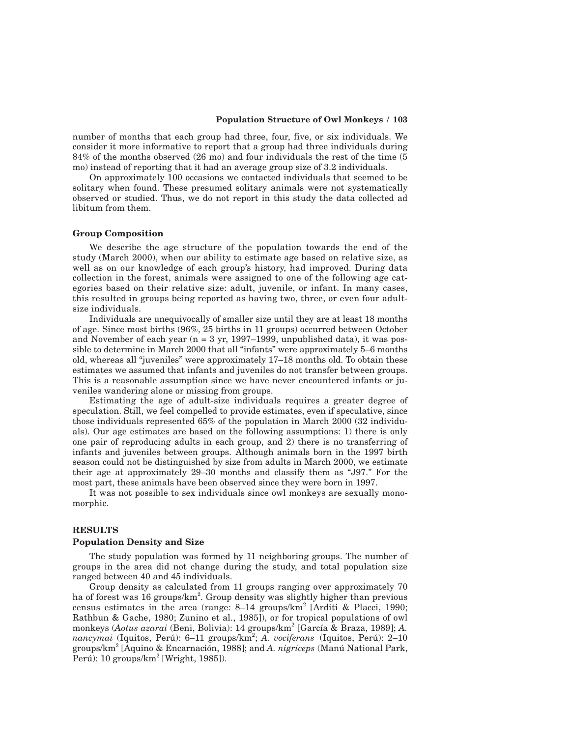number of months that each group had three, four, five, or six individuals. We consider it more informative to report that a group had three individuals during 84% of the months observed (26 mo) and four individuals the rest of the time (5 mo) instead of reporting that it had an average group size of 3.2 individuals.

On approximately 100 occasions we contacted individuals that seemed to be solitary when found. These presumed solitary animals were not systematically observed or studied. Thus, we do not report in this study the data collected ad libitum from them.

### Group Composition

We describe the age structure of the population towards the end of the study (March 2000), when our ability to estimate age based on relative size, as well as on our knowledge of each group's history, had improved. During data collection in the forest, animals were assigned to one of the following age categories based on their relative size: adult, juvenile, or infant. In many cases, this resulted in groups being reported as having two, three, or even four adult-size individuals.

Individuals are unequivocally of smaller size until they are at least 18 months of age. Since most births (96%, 25 births in 11 groups) occurred between October and November of each year (n = 3 yr, 1997–1999, unpublished data), it was possible to determine in March 2000 that all "infants" were approximately 5–6 months old, whereas all "juveniles" were approximately 17–18 months old. To obtain these estimates we assumed that infants and juveniles do not transfer between groups. This is a reasonable assumption since we have never encountered infants or juveniles wandering alone or missing from groups.

Estimating the age of adult-size individuals requires a greater degree of speculation. Still, we feel compelled to provide estimates, even if speculative, since those individuals represented 65% of the population in March 2000 (32 individuals). Our age estimates are based on the following assumptions: 1) there is only one pair of reproducing adults in each group, and 2) there is no transferring of infants and juveniles between groups. Although animals born in the 1997 birth season could not be distinguished by size from adults in March 2000, we estimate their age at approximately 29–30 months and classify them as "J97." For the most part, these animals have been observed since they were born in 1997.

It was not possible to sex individuals since owl monkeys are sexually monomorphic.

## RESULTS

### Population Density and Size

The study population was formed by 11 neighboring groups. The number of groups in the area did not change during the study, and total population size ranged between 40 and 45 individuals.

Group density as calculated from 11 groups ranging over approximately 70 ha of forest was 16 groups/km$^2$. Group density was slightly higher than previous census estimates in the area (range: 8–14 groups/km$^2$ [Arditi & Placci, 1990; Rathbun & Gache, 1980; Zunino et al., 1985]), or for tropical populations of owl monkeys (*Aotus azarai* (Beni, Bolivia): 14 groups/km$^2$ [García & Braza, 1989]; *A. nancymai* (Iquitos, Perú): 6–11 groups/km$^2$; *A. vociferans* (Iquitos, Perú): 2–10 groups/km$^2$ [Aquino & Encarnación, 1988]; and *A. nigriceps* (Manú National Park, Perú): 10 groups/km$^2$ [Wright, 1985]).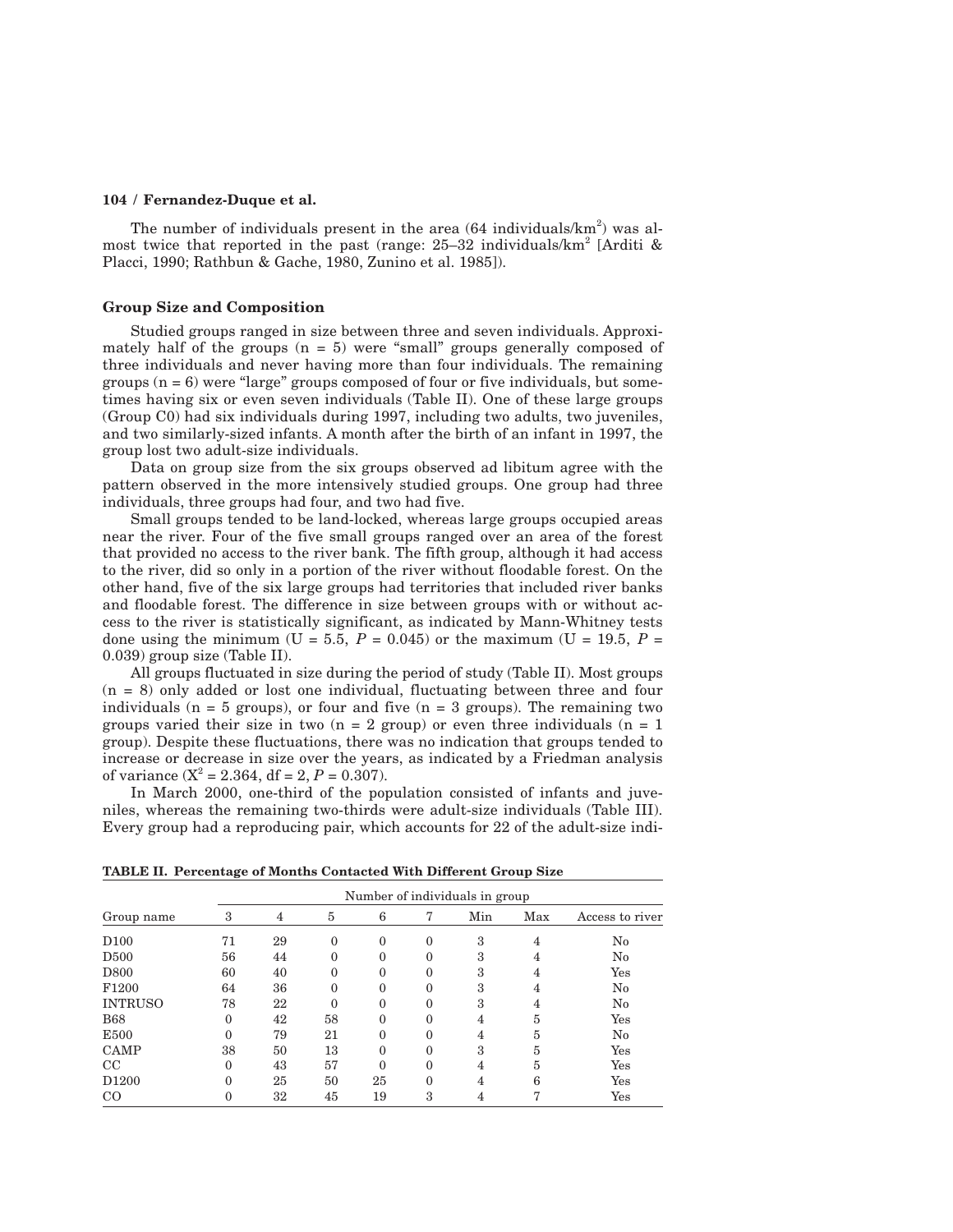The number of individuals present in the area (64 individuals/km$^2$) was almost twice that reported in the past (range: 25–32 individuals/km$^2$ [Arditi & Placci, 1990; Rathbun & Gache, 1980, Zunino et al. 1985]).

### Group Size and Composition

Studied groups ranged in size between three and seven individuals. Approximately half of the groups (n = 5) were "small" groups generally composed of three individuals and never having more than four individuals. The remaining groups (n = 6) were "large" groups composed of four or five individuals, but sometimes having six or even seven individuals (Table II). One of these large groups (Group C0) had six individuals during 1997, including two adults, two juveniles, and two similarly-sized infants. A month after the birth of an infant in 1997, the group lost two adult-size individuals.

Data on group size from the six groups observed ad libitum agree with the pattern observed in the more intensively studied groups. One group had three individuals, three groups had four, and two had five.

Small groups tended to be land-locked, whereas large groups occupied areas near the river. Four of the five small groups ranged over an area of the forest that provided no access to the river bank. The fifth group, although it had access to the river, did so only in a portion of the river without floodable forest. On the other hand, five of the six large groups had territories that included river banks and floodable forest. The difference in size between groups with or without access to the river is statistically significant, as indicated by Mann-Whitney tests done using the minimum ($U = 5.5$, $P = 0.045$) or the maximum ($U = 19.5$, $P = 0.039$) group size (Table II).

All groups fluctuated in size during the period of study (Table II). Most groups (n = 8) only added or lost one individual, fluctuating between three and four individuals (n = 5 groups), or four and five (n = 3 groups). The remaining two groups varied their size in two (n = 2 group) or even three individuals (n = 1 group). Despite these fluctuations, there was no indication that groups tended to increase or decrease in size over the years, as indicated by a Friedman analysis of variance ($X^2 = 2.364$, df = 2, $P = 0.307$).

In March 2000, one-third of the population consisted of infants and juveniles, whereas the remaining two-thirds were adult-size individuals (Table III). Every group had a reproducing pair, which accounts for 22 of the adult-size indi-

**TABLE II. Percentage of Months Contacted With Different Group Size**

| | Number of individuals in group | | | | | | | |
|---|---|---|---|---|---|---|---|---|
| Group name | 3 | 4 | 5 | 6 | 7 | Min | Max | Access to river |
| D100 | 71 | 29 | 0 | 0 | 0 | 3 | 4 | No |
| D500 | 56 | 44 | 0 | 0 | 0 | 3 | 4 | No |
| D800 | 60 | 40 | 0 | 0 | 0 | 3 | 4 | Yes |
| F1200 | 64 | 36 | 0 | 0 | 0 | 3 | 4 | No |
| INTRUSO | 78 | 22 | 0 | 0 | 0 | 3 | 4 | No |
| B68 | 0 | 42 | 58 | 0 | 0 | 4 | 5 | Yes |
| E500 | 0 | 79 | 21 | 0 | 0 | 4 | 5 | No |
| CAMP | 38 | 50 | 13 | 0 | 0 | 3 | 5 | Yes |
| CC | 0 | 43 | 57 | 0 | 0 | 4 | 5 | Yes |
| D1200 | 0 | 25 | 50 | 25 | 0 | 4 | 6 | Yes |
| CO | 0 | 32 | 45 | 19 | 3 | 4 | 7 | Yes |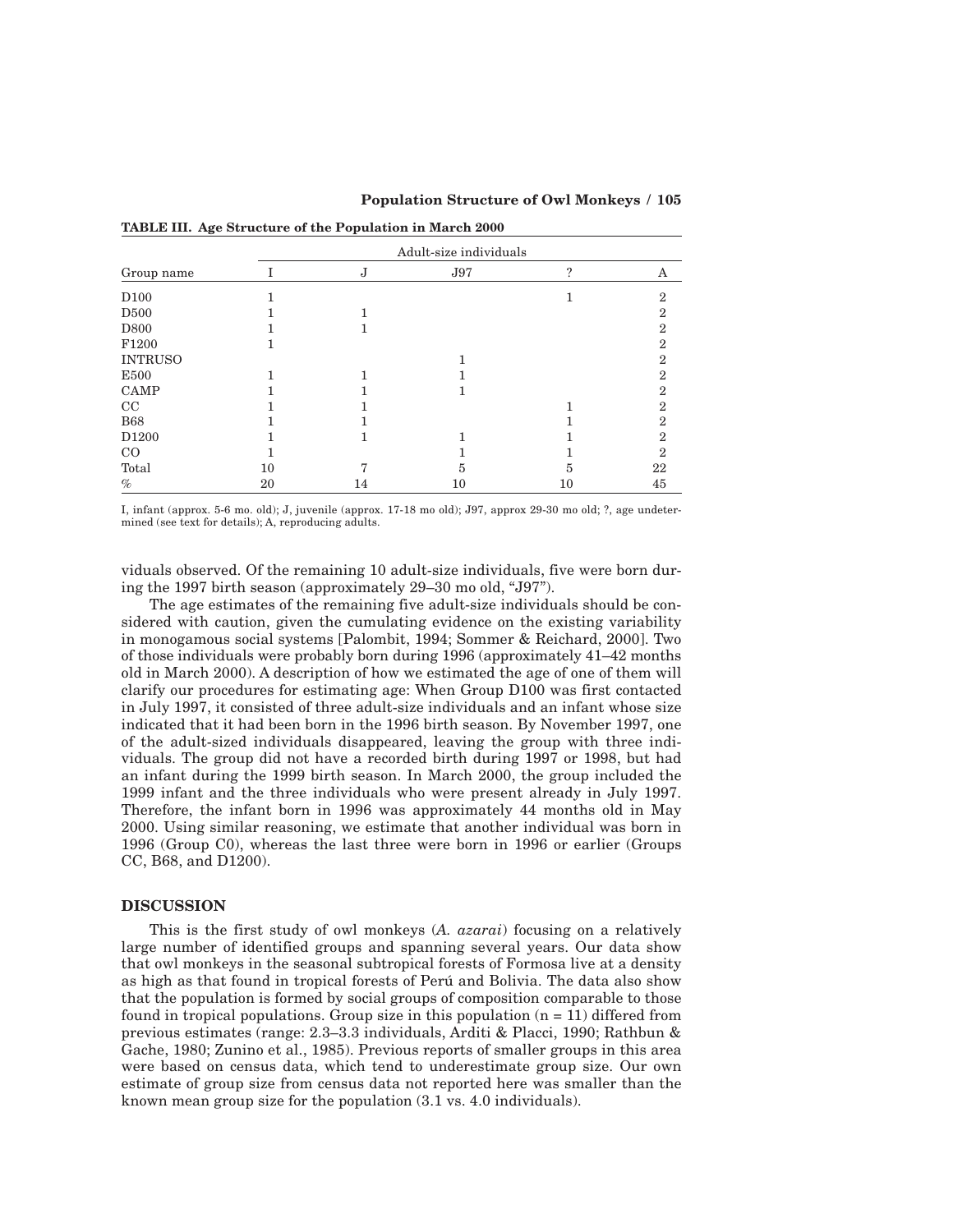**TABLE III. Age Structure of the Population in March 2000**

| Group name | Adult-size individuals | | | | |
|---|---|---|---|---|---|
| | I | J | J97 | ? | A |
| D100 | 1 | | | 1 | 2 |
| D500 | 1 | 1 | | | 2 |
| D800 | 1 | 1 | | | 2 |
| F1200 | 1 | | | | 2 |
| INTRUSO | | | 1 | | 2 |
| E500 | 1 | 1 | 1 | | 2 |
| CAMP | 1 | 1 | 1 | | 2 |
| CC | 1 | 1 | | 1 | 2 |
| B68 | 1 | 1 | | 1 | 2 |
| D1200 | 1 | 1 | 1 | 1 | 2 |
| CO | 1 | | 1 | 1 | 2 |
| Total | 10 | 7 | 5 | 5 | 22 |
| % | 20 | 14 | 10 | 10 | 45 |

I, infant (approx. 5-6 mo. old); J, juvenile (approx. 17-18 mo old); J97, approx 29-30 mo old; ?, age undetermined (see text for details); A, reproducing adults.

viduals observed. Of the remaining 10 adult-size individuals, five were born during the 1997 birth season (approximately 29–30 mo old, "J97").

The age estimates of the remaining five adult-size individuals should be considered with caution, given the cumulating evidence on the existing variability in monogamous social systems [Palombit, 1994; Sommer & Reichard, 2000]. Two of those individuals were probably born during 1996 (approximately 41–42 months old in March 2000). A description of how we estimated the age of one of them will clarify our procedures for estimating age: When Group D100 was first contacted in July 1997, it consisted of three adult-size individuals and an infant whose size indicated that it had been born in the 1996 birth season. By November 1997, one of the adult-sized individuals disappeared, leaving the group with three individuals. The group did not have a recorded birth during 1997 or 1998, but had an infant during the 1999 birth season. In March 2000, the group included the 1999 infant and the three individuals who were present already in July 1997. Therefore, the infant born in 1996 was approximately 44 months old in May 2000. Using similar reasoning, we estimate that another individual was born in 1996 (Group C0), whereas the last three were born in 1996 or earlier (Groups CC, B68, and D1200).

## DISCUSSION

This is the first study of owl monkeys (*A. azarai*) focusing on a relatively large number of identified groups and spanning several years. Our data show that owl monkeys in the seasonal subtropical forests of Formosa live at a density as high as that found in tropical forests of Perú and Bolivia. The data also show that the population is formed by social groups of composition comparable to those found in tropical populations. Group size in this population (n = 11) differed from previous estimates (range: 2.3–3.3 individuals, Arditi & Placci, 1990; Rathbun & Gache, 1980; Zunino et al., 1985). Previous reports of smaller groups in this area were based on census data, which tend to underestimate group size. Our own estimate of group size from census data not reported here was smaller than the known mean group size for the population (3.1 vs. 4.0 individuals).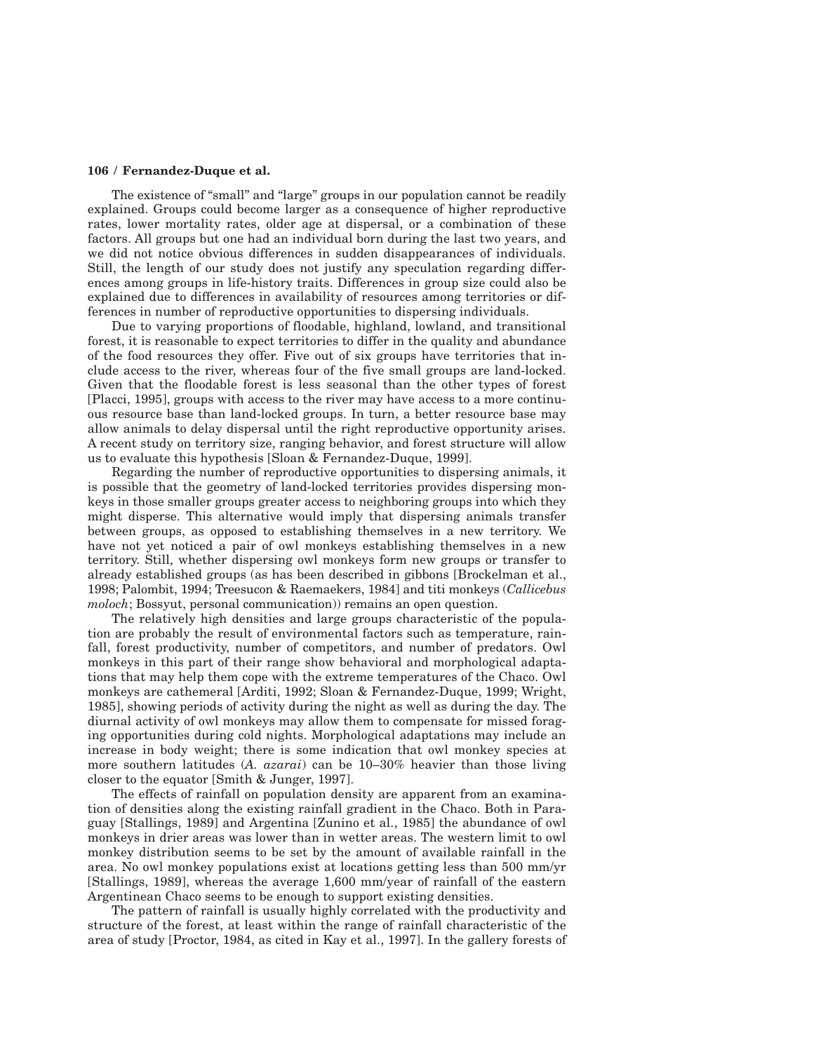The existence of "small" and "large" groups in our population cannot be readily explained. Groups could become larger as a consequence of higher reproductive rates, lower mortality rates, older age at dispersal, or a combination of these factors. All groups but one had an individual born during the last two years, and we did not notice obvious differences in sudden disappearances of individuals. Still, the length of our study does not justify any speculation regarding differences among groups in life-history traits. Differences in group size could also be explained due to differences in availability of resources among territories or differences in number of reproductive opportunities to dispersing individuals.

Due to varying proportions of floodable, highland, lowland, and transitional forest, it is reasonable to expect territories to differ in the quality and abundance of the food resources they offer. Five out of six groups have territories that include access to the river, whereas four of the five small groups are land-locked. Given that the floodable forest is less seasonal than the other types of forest [Placci, 1995], groups with access to the river may have access to a more continuous resource base than land-locked groups. In turn, a better resource base may allow animals to delay dispersal until the right reproductive opportunity arises. A recent study on territory size, ranging behavior, and forest structure will allow us to evaluate this hypothesis [Sloan & Fernandez-Duque, 1999].

Regarding the number of reproductive opportunities to dispersing animals, it is possible that the geometry of land-locked territories provides dispersing monkeys in those smaller groups greater access to neighboring groups into which they might disperse. This alternative would imply that dispersing animals transfer between groups, as opposed to establishing themselves in a new territory. We have not yet noticed a pair of owl monkeys establishing themselves in a new territory. Still, whether dispersing owl monkeys form new groups or transfer to already established groups (as has been described in gibbons [Brockelman et al., 1998; Palombit, 1994; Treesucon & Raemaekers, 1984] and titi monkeys (*Callicebus moloch*; Bossyut, personal communication)) remains an open question.

The relatively high densities and large groups characteristic of the population are probably the result of environmental factors such as temperature, rainfall, forest productivity, number of competitors, and number of predators. Owl monkeys in this part of their range show behavioral and morphological adaptations that may help them cope with the extreme temperatures of the Chaco. Owl monkeys are cathemeral [Arditi, 1992; Sloan & Fernandez-Duque, 1999; Wright, 1985], showing periods of activity during the night as well as during the day. The diurnal activity of owl monkeys may allow them to compensate for missed foraging opportunities during cold nights. Morphological adaptations may include an increase in body weight; there is some indication that owl monkey species at more southern latitudes (*A. azarai*) can be 10–30% heavier than those living closer to the equator [Smith & Junger, 1997].

The effects of rainfall on population density are apparent from an examination of densities along the existing rainfall gradient in the Chaco. Both in Paraguay [Stallings, 1989] and Argentina [Zunino et al., 1985] the abundance of owl monkeys in drier areas was lower than in wetter areas. The western limit to owl monkey distribution seems to be set by the amount of available rainfall in the area. No owl monkey populations exist at locations getting less than 500 mm/yr [Stallings, 1989], whereas the average 1,600 mm/year of rainfall of the eastern Argentinean Chaco seems to be enough to support existing densities.

The pattern of rainfall is usually highly correlated with the productivity and structure of the forest, at least within the range of rainfall characteristic of the area of study [Proctor, 1984, as cited in Kay et al., 1997]. In the gallery forests of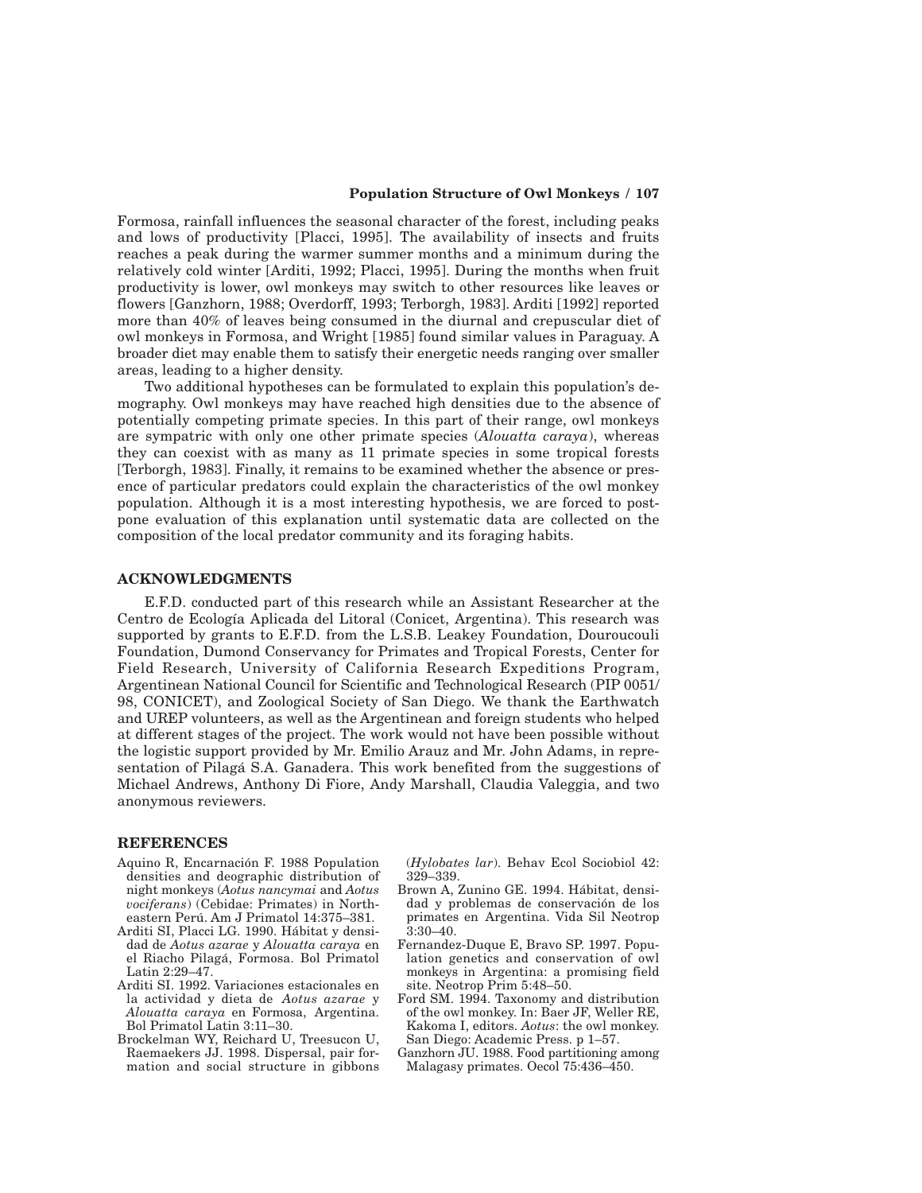Formosa, rainfall influences the seasonal character of the forest, including peaks and lows of productivity [Placci, 1995]. The availability of insects and fruits reaches a peak during the warmer summer months and a minimum during the relatively cold winter [Arditi, 1992; Placci, 1995]. During the months when fruit productivity is lower, owl monkeys may switch to other resources like leaves or flowers [Ganzhorn, 1988; Overdorff, 1993; Terborgh, 1983]. Arditi [1992] reported more than 40% of leaves being consumed in the diurnal and crepuscular diet of owl monkeys in Formosa, and Wright [1985] found similar values in Paraguay. A broader diet may enable them to satisfy their energetic needs ranging over smaller areas, leading to a higher density.

Two additional hypotheses can be formulated to explain this population's demography. Owl monkeys may have reached high densities due to the absence of potentially competing primate species. In this part of their range, owl monkeys are sympatric with only one other primate species (*Alouatta caraya*), whereas they can coexist with as many as 11 primate species in some tropical forests [Terborgh, 1983]. Finally, it remains to be examined whether the absence or presence of particular predators could explain the characteristics of the owl monkey population. Although it is a most interesting hypothesis, we are forced to postpone evaluation of this explanation until systematic data are collected on the composition of the local predator community and its foraging habits.

## ACKNOWLEDGMENTS

E.F.D. conducted part of this research while an Assistant Researcher at the Centro de Ecología Aplicada del Litoral (Conicet, Argentina). This research was supported by grants to E.F.D. from the L.S.B. Leakey Foundation, Douroucouli Foundation, Dumond Conservancy for Primates and Tropical Forests, Center for Field Research, University of California Research Expeditions Program, Argentinean National Council for Scientific and Technological Research (PIP 0051/98, CONICET), and Zoological Society of San Diego. We thank the Earthwatch and UREP volunteers, as well as the Argentinean and foreign students who helped at different stages of the project. The work would not have been possible without the logistic support provided by Mr. Emilio Arauz and Mr. John Adams, in representation of Pilagá S.A. Ganadera. This work benefited from the suggestions of Michael Andrews, Anthony Di Fiore, Andy Marshall, Claudia Valeggia, and two anonymous reviewers.

## REFERENCES

Aquino R, Encarnación F. 1988 Population densities and deographic distribution of night monkeys (*Aotus nancymai* and *Aotus vociferans*) (Cebidae: Primates) in Northeastern Perú. Am J Primatol 14:375–381.

Arditi SI, Placci LG. 1990. Hábitat y densidad de *Aotus azarae* y *Alouatta caraya* en el Riacho Pilagá, Formosa. Bol Primatol Latin 2:29–47.

Arditi SI. 1992. Variaciones estacionales en la actividad y dieta de *Aotus azarae* y *Alouatta caraya* en Formosa, Argentina. Bol Primatol Latin 3:11–30.

Brockelman WY, Reichard U, Treesucon U, Raemaekers JJ. 1998. Dispersal, pair formation and social structure in gibbons (*Hylobates lar*). Behav Ecol Sociobiol 42: 329–339.

Brown A, Zunino GE. 1994. Hábitat, densidad y problemas de conservación de los primates en Argentina. Vida Sil Neotrop 3:30–40.

Fernandez-Duque E, Bravo SP. 1997. Population genetics and conservation of owl monkeys in Argentina: a promising field site. Neotrop Prim 5:48–50.

Ford SM. 1994. Taxonomy and distribution of the owl monkey. In: Baer JF, Weller RE, Kakoma I, editors. *Aotus*: the owl monkey. San Diego: Academic Press. p 1–57.

Ganzhorn JU. 1988. Food partitioning among Malagasy primates. Oecol 75:436–450.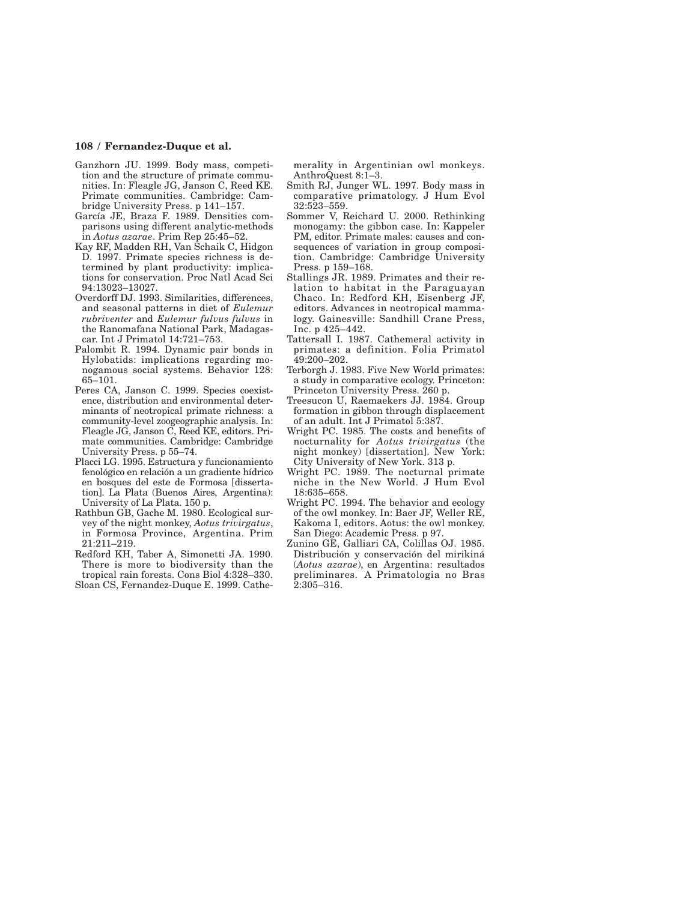Ganzhorn JU. 1999. Body mass, competition and the structure of primate communities. In: Fleagle JG, Janson C, Reed KE. Primate communities. Cambridge: Cambridge University Press. p 141–157.

García JE, Braza F. 1989. Densities comparisons using different analytic-methods in *Aotus azarae*. Prim Rep 25:45–52.

Kay RF, Madden RH, Van Schaik C, Higdon D. 1997. Primate species richness is determined by plant productivity: implications for conservation. Proc Natl Acad Sci 94:13023–13027.

Overdorff DJ. 1993. Similarities, differences, and seasonal patterns in diet of *Eulemur rubriventer* and *Eulemur fulvus fulvus* in the Ranomafana National Park, Madagascar. Int J Primatol 14:721–753.

Palombit R. 1994. Dynamic pair bonds in Hylobatids: implications regarding monogamous social systems. Behavior 128: 65–101.

Peres CA, Janson C. 1999. Species coexistence, distribution and environmental determinants of neotropical primate richness: a community-level zoogeographic analysis. In: Fleagle JG, Janson C, Reed KE, editors. Primate communities. Cambridge: Cambridge University Press. p 55–74.

Placci LG. 1995. Estructura y funcionamiento fenológico en relación a un gradiente hídrico en bosques del este de Formosa [dissertation]. La Plata (Buenos Aires, Argentina): University of La Plata. 150 p.

Rathbun GB, Gache M. 1980. Ecological survey of the night monkey, *Aotus trivirgatus*, in Formosa Province, Argentina. Prim 21:211–219.

Redford KH, Taber A, Simonetti JA. 1990. There is more to biodiversity than the tropical rain forests. Cons Biol 4:328–330.

Sloan CS, Fernandez-Duque E. 1999. Cathemerality in Argentinian owl monkeys. AnthroQuest 8:1–3.

Smith RJ, Junger WL. 1997. Body mass in comparative primatology. J Hum Evol 32:523–559.

Sommer V, Reichard U. 2000. Rethinking monogamy: the gibbon case. In: Kappeler PM, editor. Primate males: causes and consequences of variation in group composition. Cambridge: Cambridge University Press. p 159–168.

Stallings JR. 1989. Primates and their relation to habitat in the Paraguayan Chaco. In: Redford KH, Eisenberg JF, editors. Advances in neotropical mammalogy. Gainesville: Sandhill Crane Press, Inc. p 425–442.

Tattersall I. 1987. Cathemeral activity in primates: a definition. Folia Primatol 49:200–202.

Terborgh J. 1983. Five New World primates: a study in comparative ecology. Princeton: Princeton University Press. 260 p.

Treesucon U, Raemaekers JJ. 1984. Group formation in gibbon through displacement of an adult. Int J Primatol 5:387.

Wright PC. 1985. The costs and benefits of nocturnality for *Aotus trivirgatus* (the night monkey) [dissertation]. New York: City University of New York. 313 p.

Wright PC. 1989. The nocturnal primate niche in the New World. J Hum Evol 18:635–658.

Wright PC. 1994. The behavior and ecology of the owl monkey. In: Baer JF, Weller RE, Kakoma I, editors. Aotus: the owl monkey. San Diego: Academic Press. p 97.

Zunino GE, Galliari CA, Colillas OJ. 1985. Distribución y conservación del mirikiná (*Aotus azarae*), en Argentina: resultados preliminares. A Primatologia no Bras 2:305–316.